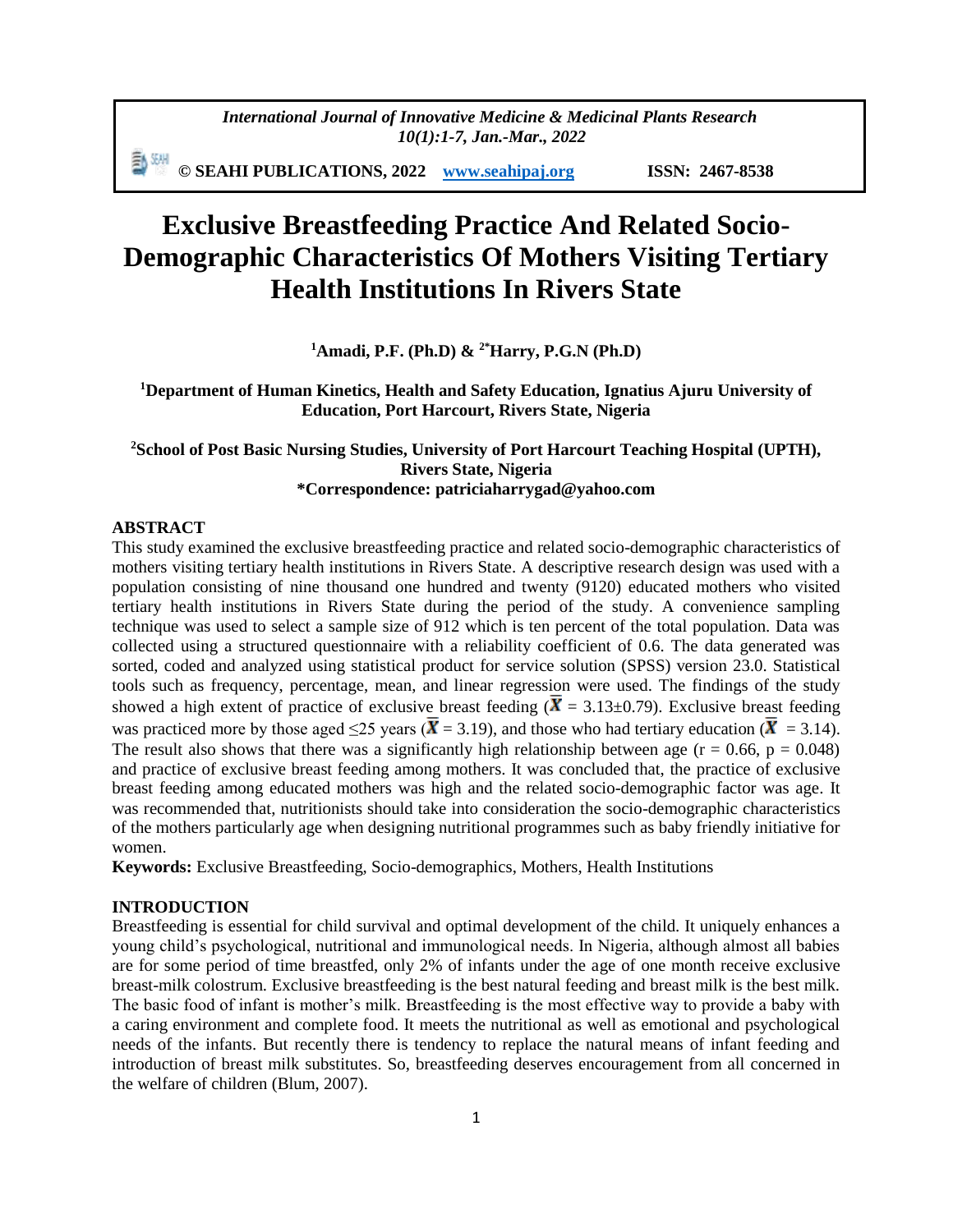# Exclusive Breastfeeding Practice And Related Socio-Demographic Characteristics Of Mothers Visiting Tertiary Health Institutions In Rivers State

**[1]Amadi, P.F. (Ph.D) & [2*]Harry, P.G.N (Ph.D)**

**[1]Department of Human Kinetics, Health and Safety Education, Ignatius Ajuru University of Education, Port Harcourt, Rivers State, Nigeria**

**[2]School of Post Basic Nursing Studies, University of Port Harcourt Teaching Hospital (UPTH), Rivers State, Nigeria**
**\*Correspondence: patriciaharrygad@yahoo.com**

## ABSTRACT

This study examined the exclusive breastfeeding practice and related socio-demographic characteristics of mothers visiting tertiary health institutions in Rivers State. A descriptive research design was used with a population consisting of nine thousand one hundred and twenty (9120) educated mothers who visited tertiary health institutions in Rivers State during the period of the study. A convenience sampling technique was used to select a sample size of 912 which is ten percent of the total population. Data was collected using a structured questionnaire with a reliability coefficient of 0.6. The data generated was sorted, coded and analyzed using statistical product for service solution (SPSS) version 23.0. Statistical tools such as frequency, percentage, mean, and linear regression were used. The findings of the study showed a high extent of practice of exclusive breast feeding ($\bar{X}$ = 3.13±0.79). Exclusive breast feeding was practiced more by those aged ≤25 years ($\bar{X}$ = 3.19), and those who had tertiary education ($\bar{X}$ = 3.14). The result also shows that there was a significantly high relationship between age ($r = 0.66$, $p = 0.048$) and practice of exclusive breast feeding among mothers. It was concluded that, the practice of exclusive breast feeding among educated mothers was high and the related socio-demographic factor was age. It was recommended that, nutritionists should take into consideration the socio-demographic characteristics of the mothers particularly age when designing nutritional programmes such as baby friendly initiative for women.

**Keywords:** Exclusive Breastfeeding, Socio-demographics, Mothers, Health Institutions

## INTRODUCTION

Breastfeeding is essential for child survival and optimal development of the child. It uniquely enhances a young child's psychological, nutritional and immunological needs. In Nigeria, although almost all babies are for some period of time breastfed, only 2% of infants under the age of one month receive exclusive breast-milk colostrum. Exclusive breastfeeding is the best natural feeding and breast milk is the best milk. The basic food of infant is mother's milk. Breastfeeding is the most effective way to provide a baby with a caring environment and complete food. It meets the nutritional as well as emotional and psychological needs of the infants. But recently there is tendency to replace the natural means of infant feeding and introduction of breast milk substitutes. So, breastfeeding deserves encouragement from all concerned in the welfare of children (Blum, 2007).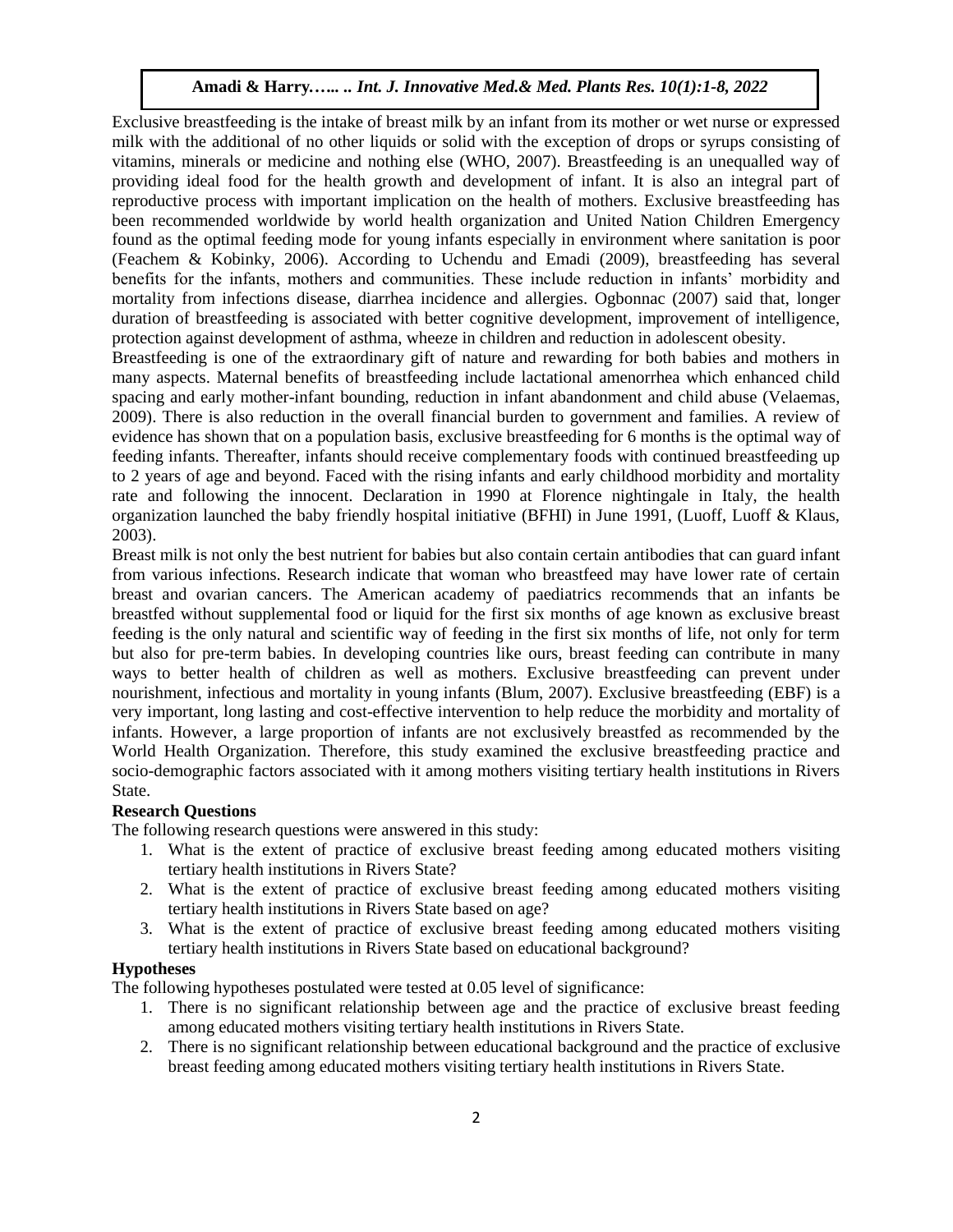Exclusive breastfeeding is the intake of breast milk by an infant from its mother or wet nurse or expressed milk with the additional of no other liquids or solid with the exception of drops or syrups consisting of vitamins, minerals or medicine and nothing else (WHO, 2007). Breastfeeding is an unequalled way of providing ideal food for the health growth and development of infant. It is also an integral part of reproductive process with important implication on the health of mothers. Exclusive breastfeeding has been recommended worldwide by world health organization and United Nation Children Emergency found as the optimal feeding mode for young infants especially in environment where sanitation is poor (Feachem & Kobinky, 2006). According to Uchendu and Emadi (2009), breastfeeding has several benefits for the infants, mothers and communities. These include reduction in infants' morbidity and mortality from infections disease, diarrhea incidence and allergies. Ogbonnac (2007) said that, longer duration of breastfeeding is associated with better cognitive development, improvement of intelligence, protection against development of asthma, wheeze in children and reduction in adolescent obesity.

Breastfeeding is one of the extraordinary gift of nature and rewarding for both babies and mothers in many aspects. Maternal benefits of breastfeeding include lactational amenorrhea which enhanced child spacing and early mother-infant bounding, reduction in infant abandonment and child abuse (Velaemas, 2009). There is also reduction in the overall financial burden to government and families. A review of evidence has shown that on a population basis, exclusive breastfeeding for 6 months is the optimal way of feeding infants. Thereafter, infants should receive complementary foods with continued breastfeeding up to 2 years of age and beyond. Faced with the rising infants and early childhood morbidity and mortality rate and following the innocent. Declaration in 1990 at Florence nightingale in Italy, the health organization launched the baby friendly hospital initiative (BFHI) in June 1991, (Luoff, Luoff & Klaus, 2003).

Breast milk is not only the best nutrient for babies but also contain certain antibodies that can guard infant from various infections. Research indicate that woman who breastfeed may have lower rate of certain breast and ovarian cancers. The American academy of paediatrics recommends that an infants be breastfed without supplemental food or liquid for the first six months of age known as exclusive breast feeding is the only natural and scientific way of feeding in the first six months of life, not only for term but also for pre-term babies. In developing countries like ours, breast feeding can contribute in many ways to better health of children as well as mothers. Exclusive breastfeeding can prevent under nourishment, infectious and mortality in young infants (Blum, 2007). Exclusive breastfeeding (EBF) is a very important, long lasting and cost-effective intervention to help reduce the morbidity and mortality of infants. However, a large proportion of infants are not exclusively breastfed as recommended by the World Health Organization. Therefore, this study examined the exclusive breastfeeding practice and socio-demographic factors associated with it among mothers visiting tertiary health institutions in Rivers State.

**Research Questions**

The following research questions were answered in this study:

1. What is the extent of practice of exclusive breast feeding among educated mothers visiting tertiary health institutions in Rivers State?
2. What is the extent of practice of exclusive breast feeding among educated mothers visiting tertiary health institutions in Rivers State based on age?
3. What is the extent of practice of exclusive breast feeding among educated mothers visiting tertiary health institutions in Rivers State based on educational background?

**Hypotheses**

The following hypotheses postulated were tested at 0.05 level of significance:

1. There is no significant relationship between age and the practice of exclusive breast feeding among educated mothers visiting tertiary health institutions in Rivers State.
2. There is no significant relationship between educational background and the practice of exclusive breast feeding among educated mothers visiting tertiary health institutions in Rivers State.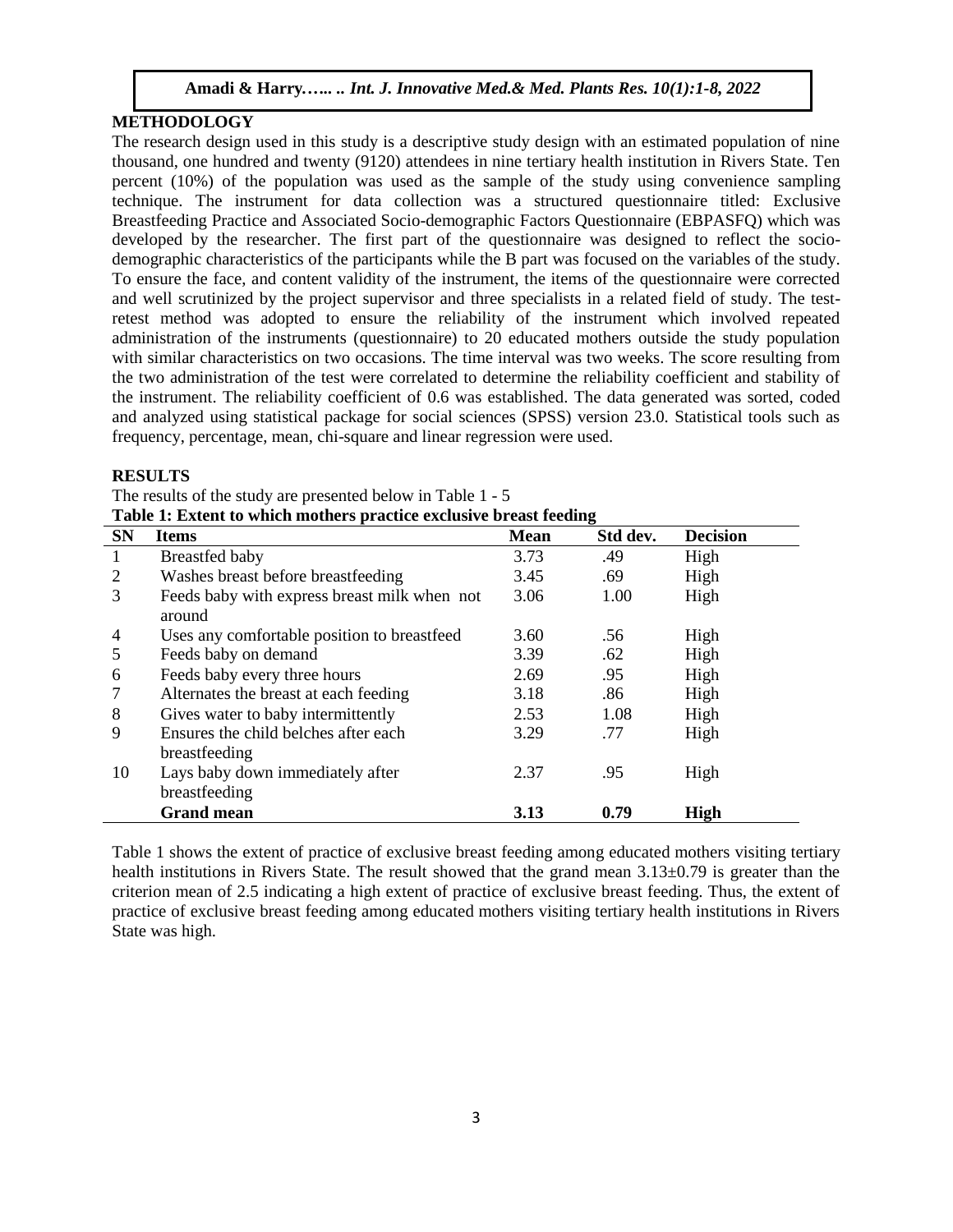## METHODOLOGY

The research design used in this study is a descriptive study design with an estimated population of nine thousand, one hundred and twenty (9120) attendees in nine tertiary health institution in Rivers State. Ten percent (10%) of the population was used as the sample of the study using convenience sampling technique. The instrument for data collection was a structured questionnaire titled: Exclusive Breastfeeding Practice and Associated Socio-demographic Factors Questionnaire (EBPASFQ) which was developed by the researcher. The first part of the questionnaire was designed to reflect the socio-demographic characteristics of the participants while the B part was focused on the variables of the study. To ensure the face, and content validity of the instrument, the items of the questionnaire were corrected and well scrutinized by the project supervisor and three specialists in a related field of study. The test-retest method was adopted to ensure the reliability of the instrument which involved repeated administration of the instruments (questionnaire) to 20 educated mothers outside the study population with similar characteristics on two occasions. The time interval was two weeks. The score resulting from the two administration of the test were correlated to determine the reliability coefficient and stability of the instrument. The reliability coefficient of 0.6 was established. The data generated was sorted, coded and analyzed using statistical package for social sciences (SPSS) version 23.0. Statistical tools such as frequency, percentage, mean, chi-square and linear regression were used.

## RESULTS

The results of the study are presented below in Table 1 - 5

**Table 1: Extent to which mothers practice exclusive breast feeding**

| SN | Items | Mean | Std dev. | Decision |
|---|---|---|---|---|
| 1 | Breastfed baby | 3.73 | .49 | High |
| 2 | Washes breast before breastfeeding | 3.45 | .69 | High |
| 3 | Feeds baby with express breast milk when not around | 3.06 | 1.00 | High |
| 4 | Uses any comfortable position to breastfeed | 3.60 | .56 | High |
| 5 | Feeds baby on demand | 3.39 | .62 | High |
| 6 | Feeds baby every three hours | 2.69 | .95 | High |
| 7 | Alternates the breast at each feeding | 3.18 | .86 | High |
| 8 | Gives water to baby intermittently | 2.53 | 1.08 | High |
| 9 | Ensures the child belches after each breastfeeding | 3.29 | .77 | High |
| 10 | Lays baby down immediately after breastfeeding | 2.37 | .95 | High |
| | **Grand mean** | **3.13** | **0.79** | **High** |

Table 1 shows the extent of practice of exclusive breast feeding among educated mothers visiting tertiary health institutions in Rivers State. The result showed that the grand mean 3.13±0.79 is greater than the criterion mean of 2.5 indicating a high extent of practice of exclusive breast feeding. Thus, the extent of practice of exclusive breast feeding among educated mothers visiting tertiary health institutions in Rivers State was high.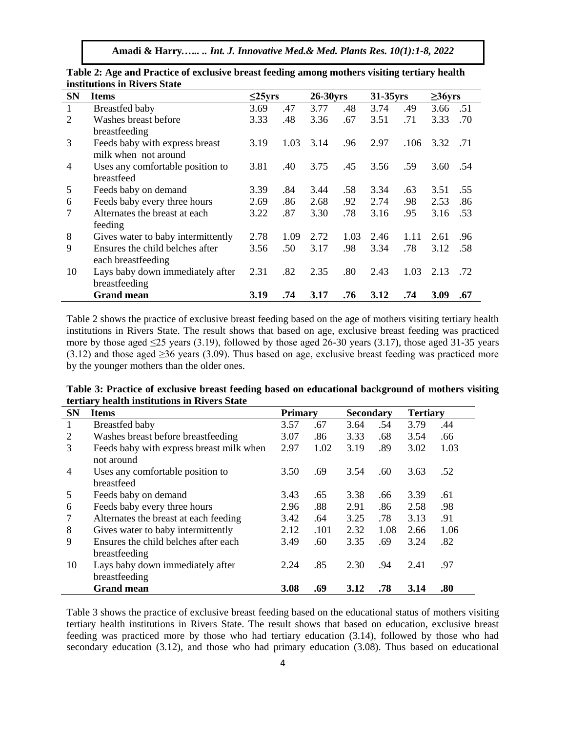**Table 2: Age and Practice of exclusive breast feeding among mothers visiting tertiary health institutions in Rivers State**

| SN | Items | ≤25yrs | | 26-30yrs | | 31-35yrs | | ≥36yrs | |
|---|---|---|---|---|---|---|---|---|---|
| 1 | Breastfed baby | 3.69 | .47 | 3.77 | .48 | 3.74 | .49 | 3.66 | .51 |
| 2 | Washes breast before breastfeeding | 3.33 | .48 | 3.36 | .67 | 3.51 | .71 | 3.33 | .70 |
| 3 | Feeds baby with express breast milk when not around | 3.19 | 1.03 | 3.14 | .96 | 2.97 | .106 | 3.32 | .71 |
| 4 | Uses any comfortable position to breastfeed | 3.81 | .40 | 3.75 | .45 | 3.56 | .59 | 3.60 | .54 |
| 5 | Feeds baby on demand | 3.39 | .84 | 3.44 | .58 | 3.34 | .63 | 3.51 | .55 |
| 6 | Feeds baby every three hours | 2.69 | .86 | 2.68 | .92 | 2.74 | .98 | 2.53 | .86 |
| 7 | Alternates the breast at each feeding | 3.22 | .87 | 3.30 | .78 | 3.16 | .95 | 3.16 | .53 |
| 8 | Gives water to baby intermittently | 2.78 | 1.09 | 2.72 | 1.03 | 2.46 | 1.11 | 2.61 | .96 |
| 9 | Ensures the child belches after each breastfeeding | 3.56 | .50 | 3.17 | .98 | 3.34 | .78 | 3.12 | .58 |
| 10 | Lays baby down immediately after breastfeeding | 2.31 | .82 | 2.35 | .80 | 2.43 | 1.03 | 2.13 | .72 |
| | **Grand mean** | **3.19** | **.74** | **3.17** | **.76** | **3.12** | **.74** | **3.09** | **.67** |

Table 2 shows the practice of exclusive breast feeding based on the age of mothers visiting tertiary health institutions in Rivers State. The result shows that based on age, exclusive breast feeding was practiced more by those aged ≤25 years (3.19), followed by those aged 26-30 years (3.17), those aged 31-35 years (3.12) and those aged ≥36 years (3.09). Thus based on age, exclusive breast feeding was practiced more by the younger mothers than the older ones.

**Table 3: Practice of exclusive breast feeding based on educational background of mothers visiting tertiary health institutions in Rivers State**

| SN | Items | Primary | | Secondary | | Tertiary | |
|---|---|---|---|---|---|---|---|
| 1 | Breastfed baby | 3.57 | .67 | 3.64 | .54 | 3.79 | .44 |
| 2 | Washes breast before breastfeeding | 3.07 | .86 | 3.33 | .68 | 3.54 | .66 |
| 3 | Feeds baby with express breast milk when not around | 2.97 | 1.02 | 3.19 | .89 | 3.02 | 1.03 |
| 4 | Uses any comfortable position to breastfeed | 3.50 | .69 | 3.54 | .60 | 3.63 | .52 |
| 5 | Feeds baby on demand | 3.43 | .65 | 3.38 | .66 | 3.39 | .61 |
| 6 | Feeds baby every three hours | 2.96 | .88 | 2.91 | .86 | 2.58 | .98 |
| 7 | Alternates the breast at each feeding | 3.42 | .64 | 3.25 | .78 | 3.13 | .91 |
| 8 | Gives water to baby intermittently | 2.12 | .101 | 2.32 | 1.08 | 2.66 | 1.06 |
| 9 | Ensures the child belches after each breastfeeding | 3.49 | .60 | 3.35 | .69 | 3.24 | .82 |
| 10 | Lays baby down immediately after breastfeeding | 2.24 | .85 | 2.30 | .94 | 2.41 | .97 |
| | **Grand mean** | **3.08** | **.69** | **3.12** | **.78** | **3.14** | **.80** |

Table 3 shows the practice of exclusive breast feeding based on the educational status of mothers visiting tertiary health institutions in Rivers State. The result shows that based on education, exclusive breast feeding was practiced more by those who had tertiary education (3.14), followed by those who had secondary education (3.12), and those who had primary education (3.08). Thus based on educational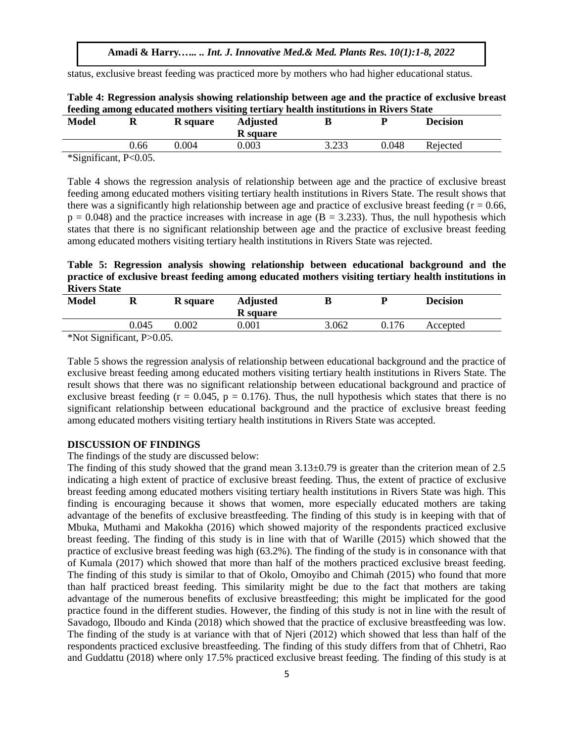status, exclusive breast feeding was practiced more by mothers who had higher educational status.

**Table 4: Regression analysis showing relationship between age and the practice of exclusive breast feeding among educated mothers visiting tertiary health institutions in Rivers State**

| Model | R | R square | Adjusted R square | B | P | Decision |
|---|---|---|---|---|---|---|
| | 0.66 | 0.004 | 0.003 | 3.233 | 0.048 | Rejected |

*Significant, P<0.05.

Table 4 shows the regression analysis of relationship between age and the practice of exclusive breast feeding among educated mothers visiting tertiary health institutions in Rivers State. The result shows that there was a significantly high relationship between age and practice of exclusive breast feeding ($r = 0.66$, $p = 0.048$) and the practice increases with increase in age ($B = 3.233$). Thus, the null hypothesis which states that there is no significant relationship between age and the practice of exclusive breast feeding among educated mothers visiting tertiary health institutions in Rivers State was rejected.

**Table 5: Regression analysis showing relationship between educational background and the practice of exclusive breast feeding among educated mothers visiting tertiary health institutions in Rivers State**

| Model | R | R square | Adjusted R square | B | P | Decision |
|---|---|---|---|---|---|---|
| | 0.045 | 0.002 | 0.001 | 3.062 | 0.176 | Accepted |

*Not Significant, P>0.05.

Table 5 shows the regression analysis of relationship between educational background and the practice of exclusive breast feeding among educated mothers visiting tertiary health institutions in Rivers State. The result shows that there was no significant relationship between educational background and practice of exclusive breast feeding ($r = 0.045$, $p = 0.176$). Thus, the null hypothesis which states that there is no significant relationship between educational background and the practice of exclusive breast feeding among educated mothers visiting tertiary health institutions in Rivers State was accepted.

## DISCUSSION OF FINDINGS

The findings of the study are discussed below:

The finding of this study showed that the grand mean $3.13\pm0.79$ is greater than the criterion mean of 2.5 indicating a high extent of practice of exclusive breast feeding. Thus, the extent of practice of exclusive breast feeding among educated mothers visiting tertiary health institutions in Rivers State was high. This finding is encouraging because it shows that women, more especially educated mothers are taking advantage of the benefits of exclusive breastfeeding. The finding of this study is in keeping with that of Mbuka, Muthami and Makokha (2016) which showed majority of the respondents practiced exclusive breast feeding. The finding of this study is in line with that of Warille (2015) which showed that the practice of exclusive breast feeding was high (63.2%). The finding of the study is in consonance with that of Kumala (2017) which showed that more than half of the mothers practiced exclusive breast feeding. The finding of this study is similar to that of Okolo, Omoyibo and Chimah (2015) who found that more than half practiced breast feeding. This similarity might be due to the fact that mothers are taking advantage of the numerous benefits of exclusive breastfeeding; this might be implicated for the good practice found in the different studies. However, the finding of this study is not in line with the result of Savadogo, Ilboudo and Kinda (2018) which showed that the practice of exclusive breastfeeding was low. The finding of the study is at variance with that of Njeri (2012) which showed that less than half of the respondents practiced exclusive breastfeeding. The finding of this study differs from that of Chhetri, Rao and Guddattu (2018) where only 17.5% practiced exclusive breast feeding. The finding of this study is at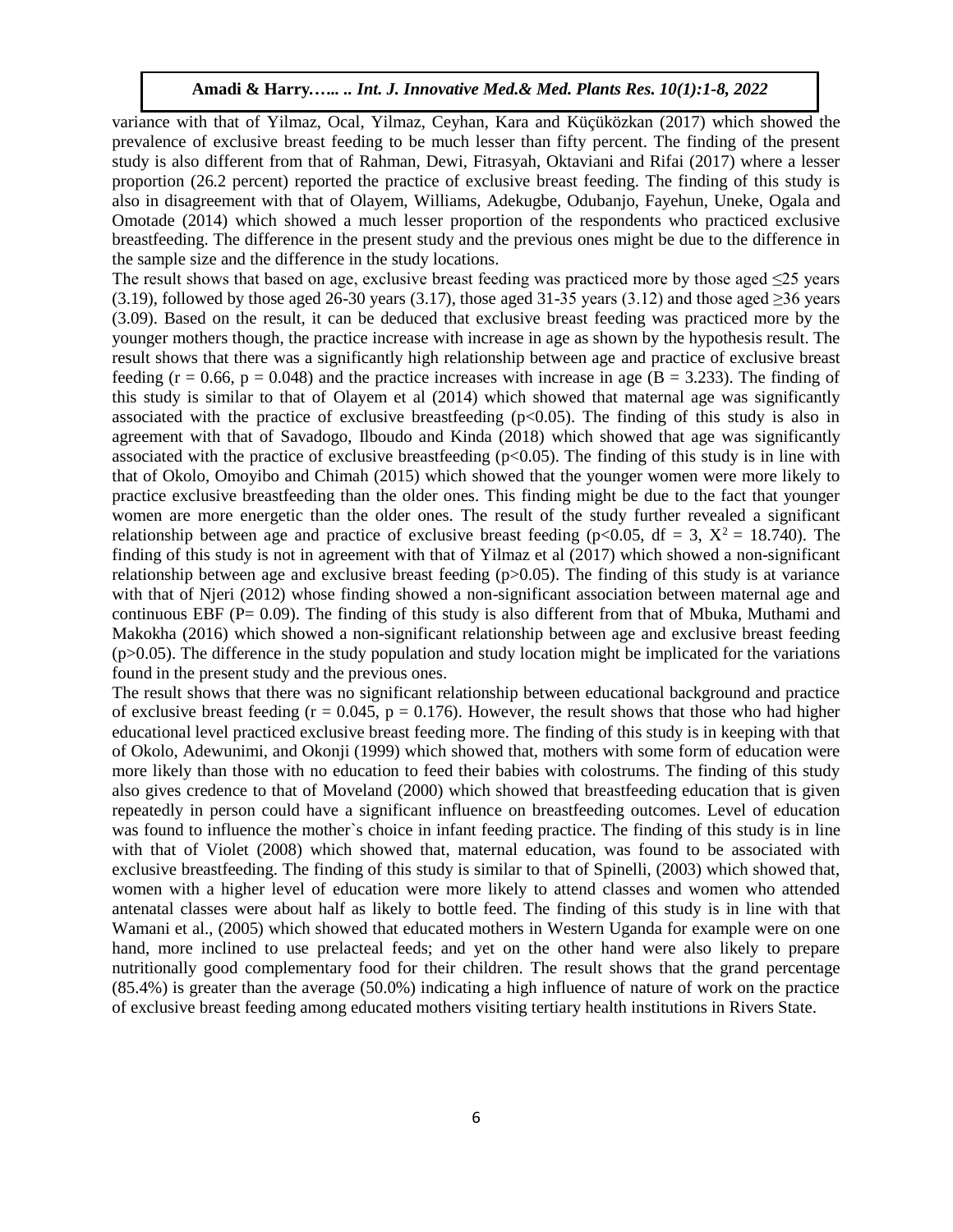variance with that of Yilmaz, Ocal, Yilmaz, Ceyhan, Kara and Küçüközkan (2017) which showed the prevalence of exclusive breast feeding to be much lesser than fifty percent. The finding of the present study is also different from that of Rahman, Dewi, Fitrasyah, Oktaviani and Rifai (2017) where a lesser proportion (26.2 percent) reported the practice of exclusive breast feeding. The finding of this study is also in disagreement with that of Olayem, Williams, Adekugbe, Odubanjo, Fayehun, Uneke, Ogala and Omotade (2014) which showed a much lesser proportion of the respondents who practiced exclusive breastfeeding. The difference in the present study and the previous ones might be due to the difference in the sample size and the difference in the study locations.

The result shows that based on age, exclusive breast feeding was practiced more by those aged ≤25 years (3.19), followed by those aged 26-30 years (3.17), those aged 31-35 years (3.12) and those aged ≥36 years (3.09). Based on the result, it can be deduced that exclusive breast feeding was practiced more by the younger mothers though, the practice increase with increase in age as shown by the hypothesis result. The result shows that there was a significantly high relationship between age and practice of exclusive breast feeding ($r = 0.66$, $p = 0.048$) and the practice increases with increase in age ($B = 3.233$). The finding of this study is similar to that of Olayem et al (2014) which showed that maternal age was significantly associated with the practice of exclusive breastfeeding ($p<0.05$). The finding of this study is also in agreement with that of Savadogo, Ilboudo and Kinda (2018) which showed that age was significantly associated with the practice of exclusive breastfeeding ($p<0.05$). The finding of this study is in line with that of Okolo, Omoyibo and Chimah (2015) which showed that the younger women were more likely to practice exclusive breastfeeding than the older ones. This finding might be due to the fact that younger women are more energetic than the older ones. The result of the study further revealed a significant relationship between age and practice of exclusive breast feeding ($p<0.05$, $df = 3$, $X^2 = 18.740$). The finding of this study is not in agreement with that of Yilmaz et al (2017) which showed a non-significant relationship between age and exclusive breast feeding ($p>0.05$). The finding of this study is at variance with that of Njeri (2012) whose finding showed a non-significant association between maternal age and continuous EBF ($P= 0.09$). The finding of this study is also different from that of Mbuka, Muthami and Makokha (2016) which showed a non-significant relationship between age and exclusive breast feeding ($p>0.05$). The difference in the study population and study location might be implicated for the variations found in the present study and the previous ones.

The result shows that there was no significant relationship between educational background and practice of exclusive breast feeding ($r = 0.045$, $p = 0.176$). However, the result shows that those who had higher educational level practiced exclusive breast feeding more. The finding of this study is in keeping with that of Okolo, Adewunimi, and Okonji (1999) which showed that, mothers with some form of education were more likely than those with no education to feed their babies with colostrums. The finding of this study also gives credence to that of Moveland (2000) which showed that breastfeeding education that is given repeatedly in person could have a significant influence on breastfeeding outcomes. Level of education was found to influence the mother`s choice in infant feeding practice. The finding of this study is in line with that of Violet (2008) which showed that, maternal education, was found to be associated with exclusive breastfeeding. The finding of this study is similar to that of Spinelli, (2003) which showed that, women with a higher level of education were more likely to attend classes and women who attended antenatal classes were about half as likely to bottle feed. The finding of this study is in line with that Wamani et al., (2005) which showed that educated mothers in Western Uganda for example were on one hand, more inclined to use prelacteal feeds; and yet on the other hand were also likely to prepare nutritionally good complementary food for their children. The result shows that the grand percentage (85.4%) is greater than the average (50.0%) indicating a high influence of nature of work on the practice of exclusive breast feeding among educated mothers visiting tertiary health institutions in Rivers State.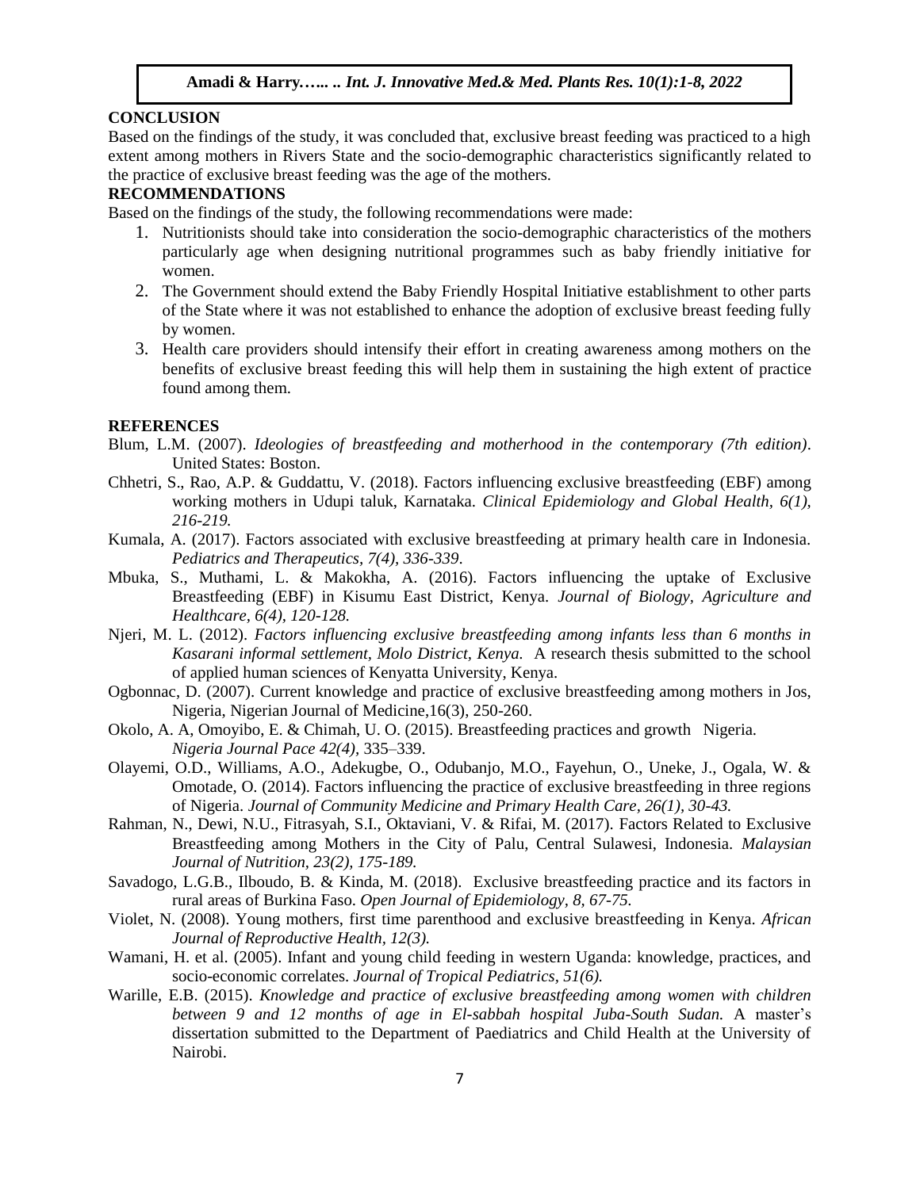## CONCLUSION

Based on the findings of the study, it was concluded that, exclusive breast feeding was practiced to a high extent among mothers in Rivers State and the socio-demographic characteristics significantly related to the practice of exclusive breast feeding was the age of the mothers.

## RECOMMENDATIONS

Based on the findings of the study, the following recommendations were made:

1. Nutritionists should take into consideration the socio-demographic characteristics of the mothers particularly age when designing nutritional programmes such as baby friendly initiative for women.
2. The Government should extend the Baby Friendly Hospital Initiative establishment to other parts of the State where it was not established to enhance the adoption of exclusive breast feeding fully by women.
3. Health care providers should intensify their effort in creating awareness among mothers on the benefits of exclusive breast feeding this will help them in sustaining the high extent of practice found among them.

## REFERENCES

Blum, L.M. (2007). *Ideologies of breastfeeding and motherhood in the contemporary (7th edition)*. United States: Boston.

Chhetri, S., Rao, A.P. & Guddattu, V. (2018). Factors influencing exclusive breastfeeding (EBF) among working mothers in Udupi taluk, Karnataka. *Clinical Epidemiology and Global Health, 6(1), 216-219.*

Kumala, A. (2017). Factors associated with exclusive breastfeeding at primary health care in Indonesia. *Pediatrics and Therapeutics, 7(4), 336-339*.

Mbuka, S., Muthami, L. & Makokha, A. (2016). Factors influencing the uptake of Exclusive Breastfeeding (EBF) in Kisumu East District, Kenya. *Journal of Biology, Agriculture and Healthcare, 6(4), 120-128.*

Njeri, M. L. (2012). *Factors influencing exclusive breastfeeding among infants less than 6 months in Kasarani informal settlement, Molo District, Kenya.* A research thesis submitted to the school of applied human sciences of Kenyatta University, Kenya.

Ogbonnac, D. (2007). Current knowledge and practice of exclusive breastfeeding among mothers in Jos, Nigeria, Nigerian Journal of Medicine,16(3), 250-260.

Okolo, A. A, Omoyibo, E. & Chimah, U. O. (2015). Breastfeeding practices and growth Nigeria. *Nigeria Journal Pace 42(4),* 335–339.

Olayemi, O.D., Williams, A.O., Adekugbe, O., Odubanjo, M.O., Fayehun, O., Uneke, J., Ogala, W. & Omotade, O. (2014). Factors influencing the practice of exclusive breastfeeding in three regions of Nigeria. *Journal of Community Medicine and Primary Health Care, 26(1), 30-43.*

Rahman, N., Dewi, N.U., Fitrasyah, S.I., Oktaviani, V. & Rifai, M. (2017). Factors Related to Exclusive Breastfeeding among Mothers in the City of Palu, Central Sulawesi, Indonesia. *Malaysian Journal of Nutrition, 23(2), 175-189.*

Savadogo, L.G.B., Ilboudo, B. & Kinda, M. (2018). Exclusive breastfeeding practice and its factors in rural areas of Burkina Faso. *Open Journal of Epidemiology, 8, 67-75.*

Violet, N. (2008). Young mothers, first time parenthood and exclusive breastfeeding in Kenya. *African Journal of Reproductive Health, 12(3).*

Wamani, H. et al. (2005). Infant and young child feeding in western Uganda: knowledge, practices, and socio-economic correlates. *Journal of Tropical Pediatrics, 51(6).*

Warille, E.B. (2015). *Knowledge and practice of exclusive breastfeeding among women with children between 9 and 12 months of age in El-sabbah hospital Juba-South Sudan.* A master's dissertation submitted to the Department of Paediatrics and Child Health at the University of Nairobi.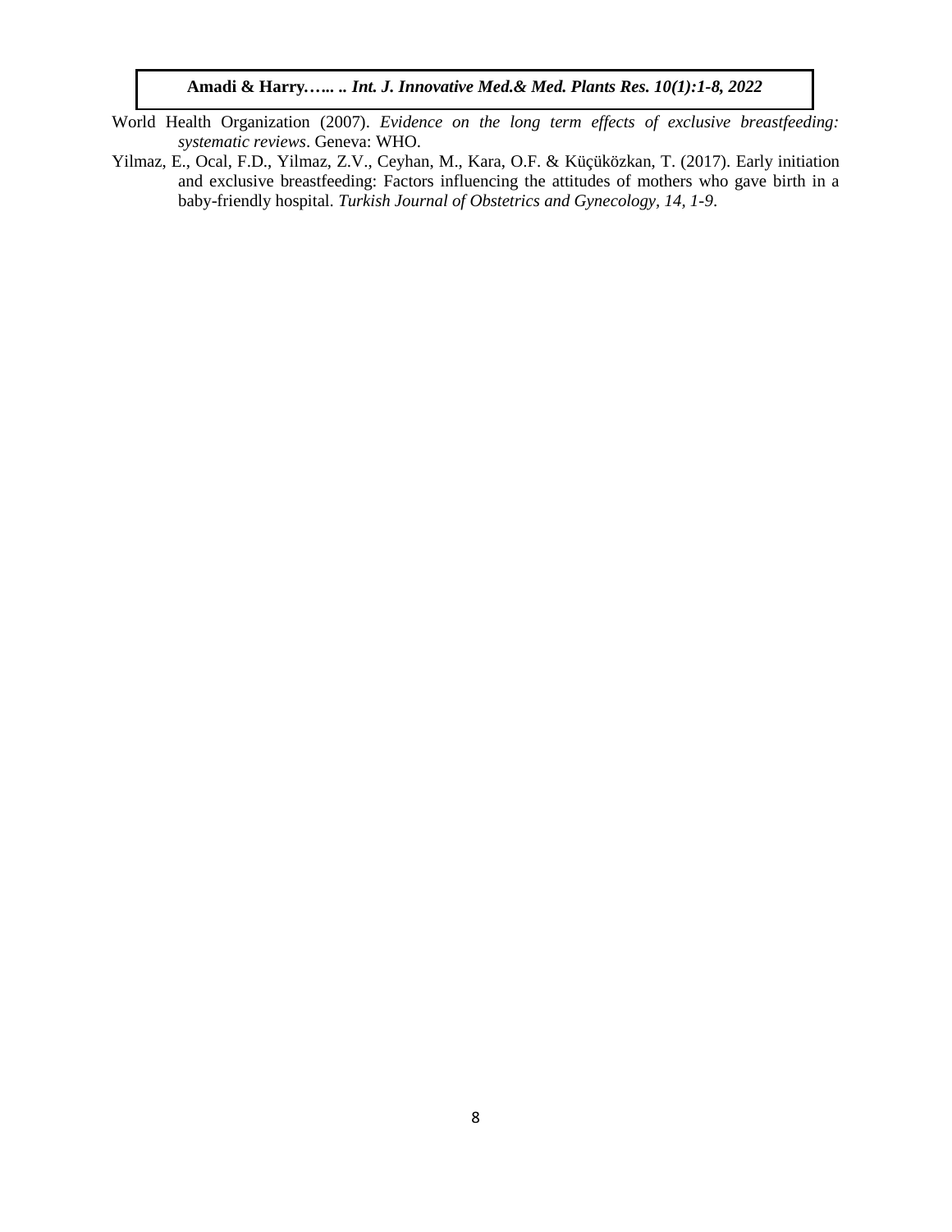World Health Organization (2007). *Evidence on the long term effects of exclusive breastfeeding: systematic reviews*. Geneva: WHO.

Yilmaz, E., Ocal, F.D., Yilmaz, Z.V., Ceyhan, M., Kara, O.F. & Küçüközkan, T. (2017). Early initiation and exclusive breastfeeding: Factors influencing the attitudes of mothers who gave birth in a baby-friendly hospital. *Turkish Journal of Obstetrics and Gynecology, 14, 1-9*.